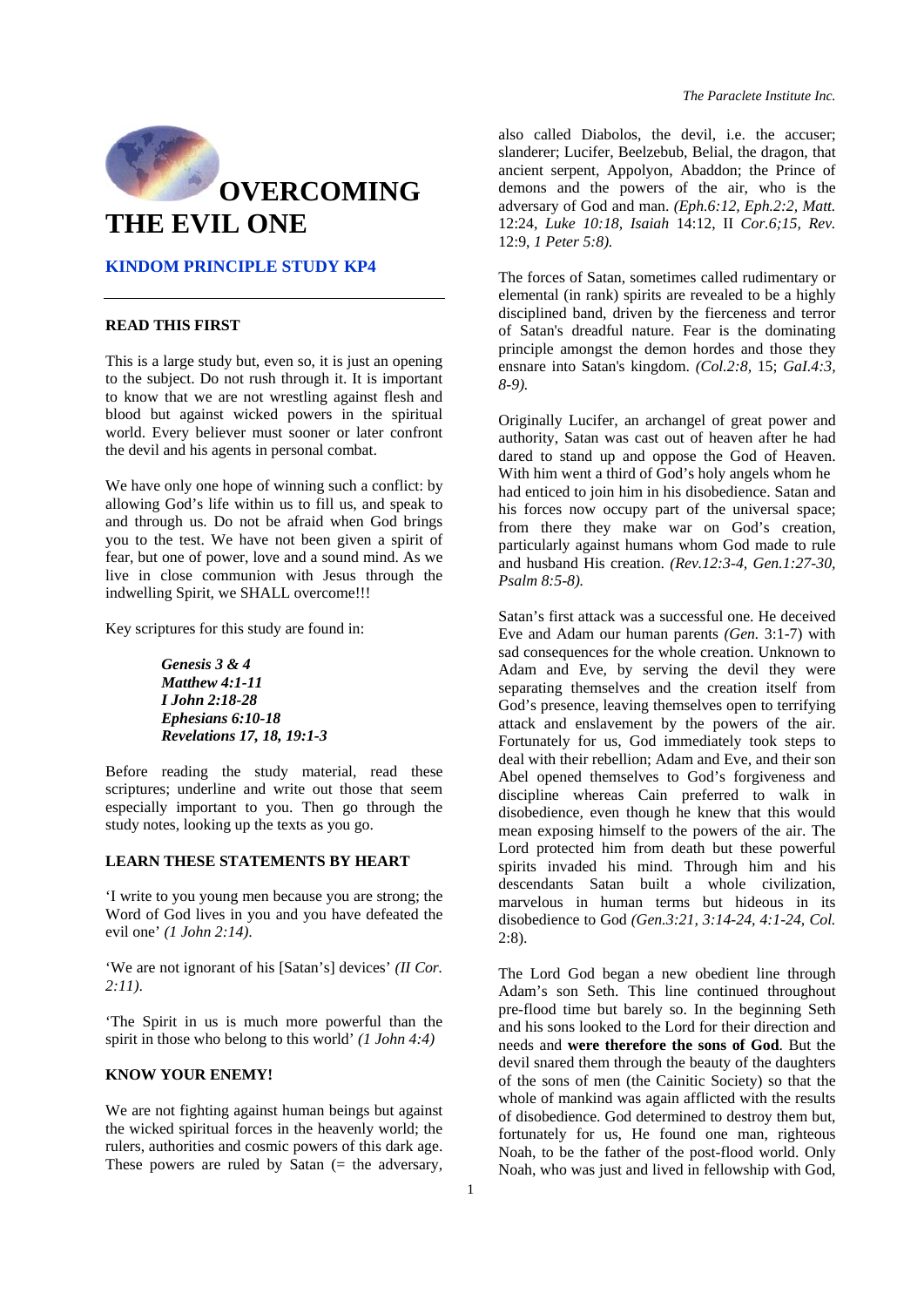# OVERCOMING THE EVIL ONE

## KINDOM PRINCIPLE STUDY KP4

---

### READ THIS FIRST

This is a large study but, even so, it is just an opening to the subject. Do not rush through it. It is important to know that we are not wrestling against flesh and blood but against wicked powers in the spiritual world. Every believer must sooner or later confront the devil and his agents in personal combat.

We have only one hope of winning such a conflict: by allowing God's life within us to fill us, and speak to and through us. Do not be afraid when God brings you to the test. We have not been given a spirit of fear, but one of power, love and a sound mind. As we live in close communion with Jesus through the indwelling Spirit, we SHALL overcome!!!

Key scriptures for this study are found in:

> ***Genesis 3 & 4***
> ***Matthew 4:1-11***
> ***I John 2:18-28***
> ***Ephesians 6:10-18***
> ***Revelations 17, 18, 19:1-3***

Before reading the study material, read these scriptures; underline and write out those that seem especially important to you. Then go through the study notes, looking up the texts as you go.

### LEARN THESE STATEMENTS BY HEART

'I write to you young men because you are strong; the Word of God lives in you and you have defeated the evil one' *(1 John 2:14)*.

'We are not ignorant of his [Satan's] devices' *(II Cor. 2:11)*.

'The Spirit in us is much more powerful than the spirit in those who belong to this world' *(1 John 4:4)*

### KNOW YOUR ENEMY!

We are not fighting against human beings but against the wicked spiritual forces in the heavenly world; the rulers, authorities and cosmic powers of this dark age. These powers are ruled by Satan (= the adversary, also called Diabolos, the devil, i.e. the accuser; slanderer; Lucifer, Beelzebub, Belial, the dragon, that ancient serpent, Appolyon, Abaddon; the Prince of demons and the powers of the air, who is the adversary of God and man. *(Eph.6:12, Eph.2:2, Matt.* 12:24, *Luke 10:18, Isaiah* 14:12, II *Cor.6;15, Rev.* 12:9, *1 Peter 5:8).*

The forces of Satan, sometimes called rudimentary or elemental (in rank) spirits are revealed to be a highly disciplined band, driven by the fierceness and terror of Satan's dreadful nature. Fear is the dominating principle amongst the demon hordes and those they ensnare into Satan's kingdom. *(Col.2:8,* 15; *Gal.4:3, 8-9).*

Originally Lucifer, an archangel of great power and authority, Satan was cast out of heaven after he had dared to stand up and oppose the God of Heaven. With him went a third of God's holy angels whom he had enticed to join him in his disobedience. Satan and his forces now occupy part of the universal space; from there they make war on God's creation, particularly against humans whom God made to rule and husband His creation. *(Rev.12:3-4, Gen.1:27-30, Psalm 8:5-8).*

Satan's first attack was a successful one. He deceived Eve and Adam our human parents *(Gen.* 3:1-7) with sad consequences for the whole creation. Unknown to Adam and Eve, by serving the devil they were separating themselves and the creation itself from God's presence, leaving themselves open to terrifying attack and enslavement by the powers of the air. Fortunately for us, God immediately took steps to deal with their rebellion; Adam and Eve, and their son Abel opened themselves to God's forgiveness and discipline whereas Cain preferred to walk in disobedience, even though he knew that this would mean exposing himself to the powers of the air. The Lord protected him from death but these powerful spirits invaded his mind. Through him and his descendants Satan built a whole civilization, marvelous in human terms but hideous in its disobedience to God *(Gen.3:21, 3:14-24, 4:1-24, Col.* 2:8).

The Lord God began a new obedient line through Adam's son Seth. This line continued throughout pre-flood time but barely so. In the beginning Seth and his sons looked to the Lord for their direction and needs and **were therefore the sons of God**. But the devil snared them through the beauty of the daughters of the sons of men (the Cainitic Society) so that the whole of mankind was again afflicted with the results of disobedience. God determined to destroy them but, fortunately for us, He found one man, righteous Noah, to be the father of the post-flood world. Only Noah, who was just and lived in fellowship with God,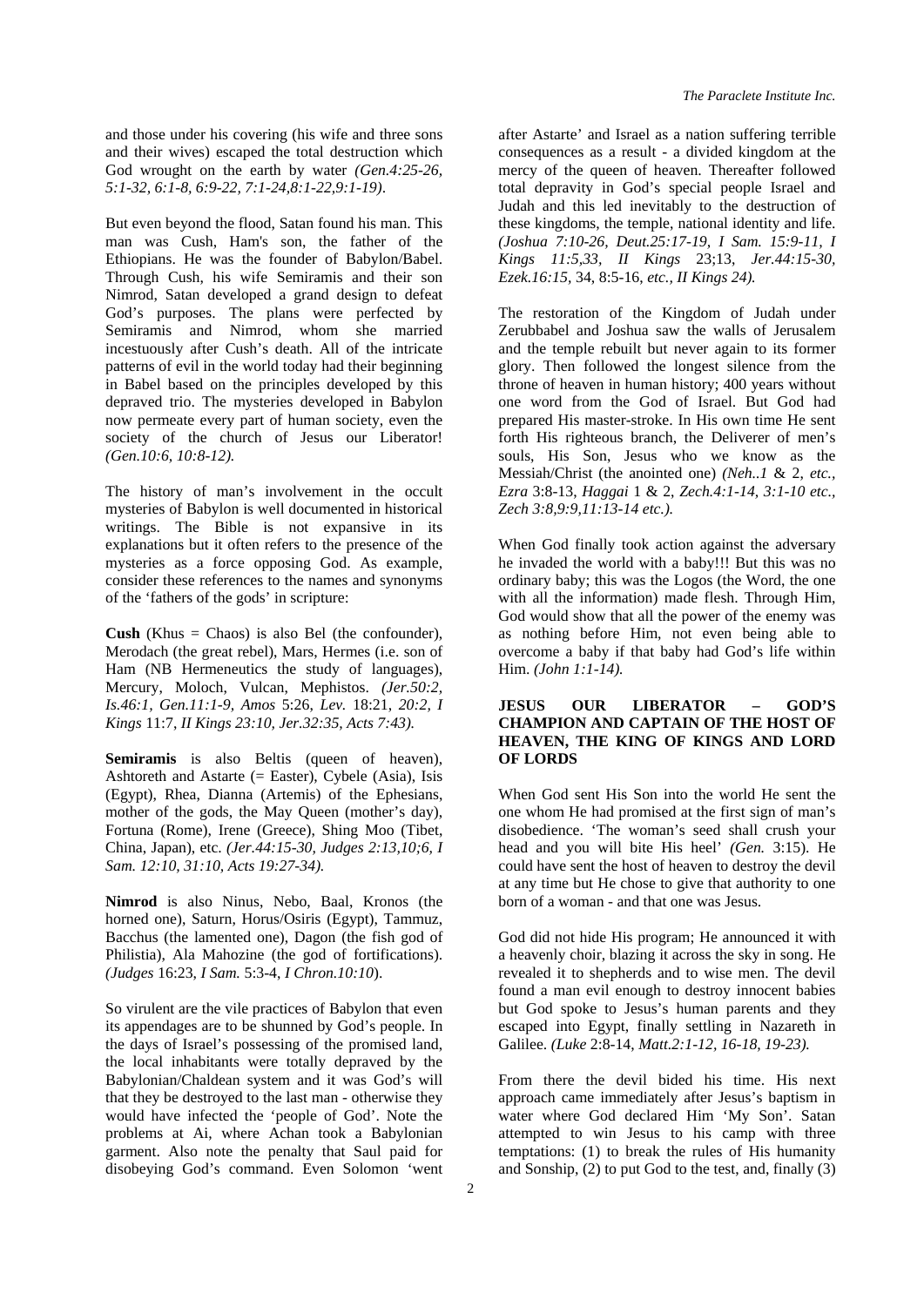and those under his covering (his wife and three sons and their wives) escaped the total destruction which God wrought on the earth by water *(Gen.4:25-26, 5:1-32, 6:1-8, 6:9-22, 7:1-24,8:1-22,9:1-19)*.

But even beyond the flood, Satan found his man. This man was Cush, Ham's son, the father of the Ethiopians. He was the founder of Babylon/Babel. Through Cush, his wife Semiramis and their son Nimrod, Satan developed a grand design to defeat God's purposes. The plans were perfected by Semiramis and Nimrod, whom she married incestuously after Cush's death. All of the intricate patterns of evil in the world today had their beginning in Babel based on the principles developed by this depraved trio. The mysteries developed in Babylon now permeate every part of human society, even the society of the church of Jesus our Liberator! *(Gen.10:6, 10:8-12).*

The history of man's involvement in the occult mysteries of Babylon is well documented in historical writings. The Bible is not expansive in its explanations but it often refers to the presence of the mysteries as a force opposing God. As example, consider these references to the names and synonyms of the 'fathers of the gods' in scripture:

**Cush** (Khus = Chaos) is also Bel (the confounder), Merodach (the great rebel), Mars, Hermes (i.e. son of Ham (NB Hermeneutics the study of languages), Mercury, Moloch, Vulcan, Mephistos. *(Jer.50:2, Is.46:1, Gen.11:1-9, Amos* 5:26, *Lev.* 18:21, *20:2, I Kings* 11:7, *II Kings 23:10, Jer.32:35, Acts 7:43).*

**Semiramis** is also Beltis (queen of heaven), Ashtoreth and Astarte (= Easter), Cybele (Asia), Isis (Egypt), Rhea, Dianna (Artemis) of the Ephesians, mother of the gods, the May Queen (mother's day), Fortuna (Rome), Irene (Greece), Shing Moo (Tibet, China, Japan), etc. *(Jer.44:15-30, Judges 2:13,10;6, I Sam. 12:10, 31:10, Acts 19:27-34).*

**Nimrod** is also Ninus, Nebo, Baal, Kronos (the horned one), Saturn, Horus/Osiris (Egypt), Tammuz, Bacchus (the lamented one), Dagon (the fish god of Philistia), Ala Mahozine (the god of fortifications). *(Judges* 16:23, *I Sam.* 5:3-4, *I Chron.10:10*).

So virulent are the vile practices of Babylon that even its appendages are to be shunned by God's people. In the days of Israel's possessing of the promised land, the local inhabitants were totally depraved by the Babylonian/Chaldean system and it was God's will that they be destroyed to the last man - otherwise they would have infected the 'people of God'. Note the problems at Ai, where Achan took a Babylonian garment. Also note the penalty that Saul paid for disobeying God's command. Even Solomon 'went after Astarte' and Israel as a nation suffering terrible consequences as a result - a divided kingdom at the mercy of the queen of heaven. Thereafter followed total depravity in God's special people Israel and Judah and this led inevitably to the destruction of these kingdoms, the temple, national identity and life. *(Joshua 7:10-26, Deut.25:17-19, I Sam. 15:9-11, I Kings 11:5,33, II Kings* 23;13, *Jer.44:15-30, Ezek.16:15*, 34, 8:5-16, *etc., II Kings 24).*

The restoration of the Kingdom of Judah under Zerubbabel and Joshua saw the walls of Jerusalem and the temple rebuilt but never again to its former glory. Then followed the longest silence from the throne of heaven in human history; 400 years without one word from the God of Israel. But God had prepared His master-stroke. In His own time He sent forth His righteous branch, the Deliverer of men's souls, His Son, Jesus who we know as the Messiah/Christ (the anointed one) *(Neh..1* & 2, *etc., Ezra* 3:8-13, *Haggai* 1 & 2, *Zech.4:1-14, 3:1-10 etc., Zech 3:8,9:9,11:13-14 etc.).*

When God finally took action against the adversary he invaded the world with a baby!!! But this was no ordinary baby; this was the Logos (the Word, the one with all the information) made flesh. Through Him, God would show that all the power of the enemy was as nothing before Him, not even being able to overcome a baby if that baby had God's life within Him. *(John 1:1-14).*

## JESUS OUR LIBERATOR – GOD'S CHAMPION AND CAPTAIN OF THE HOST OF HEAVEN, THE KING OF KINGS AND LORD OF LORDS

When God sent His Son into the world He sent the one whom He had promised at the first sign of man's disobedience. 'The woman's seed shall crush your head and you will bite His heel' *(Gen.* 3:15). He could have sent the host of heaven to destroy the devil at any time but He chose to give that authority to one born of a woman - and that one was Jesus.

God did not hide His program; He announced it with a heavenly choir, blazing it across the sky in song. He revealed it to shepherds and to wise men. The devil found a man evil enough to destroy innocent babies but God spoke to Jesus's human parents and they escaped into Egypt, finally settling in Nazareth in Galilee. *(Luke* 2:8-14, *Matt.2:1-12, 16-18, 19-23).*

From there the devil bided his time. His next approach came immediately after Jesus's baptism in water where God declared Him 'My Son'. Satan attempted to win Jesus to his camp with three temptations: (1) to break the rules of His humanity and Sonship, (2) to put God to the test, and, finally (3)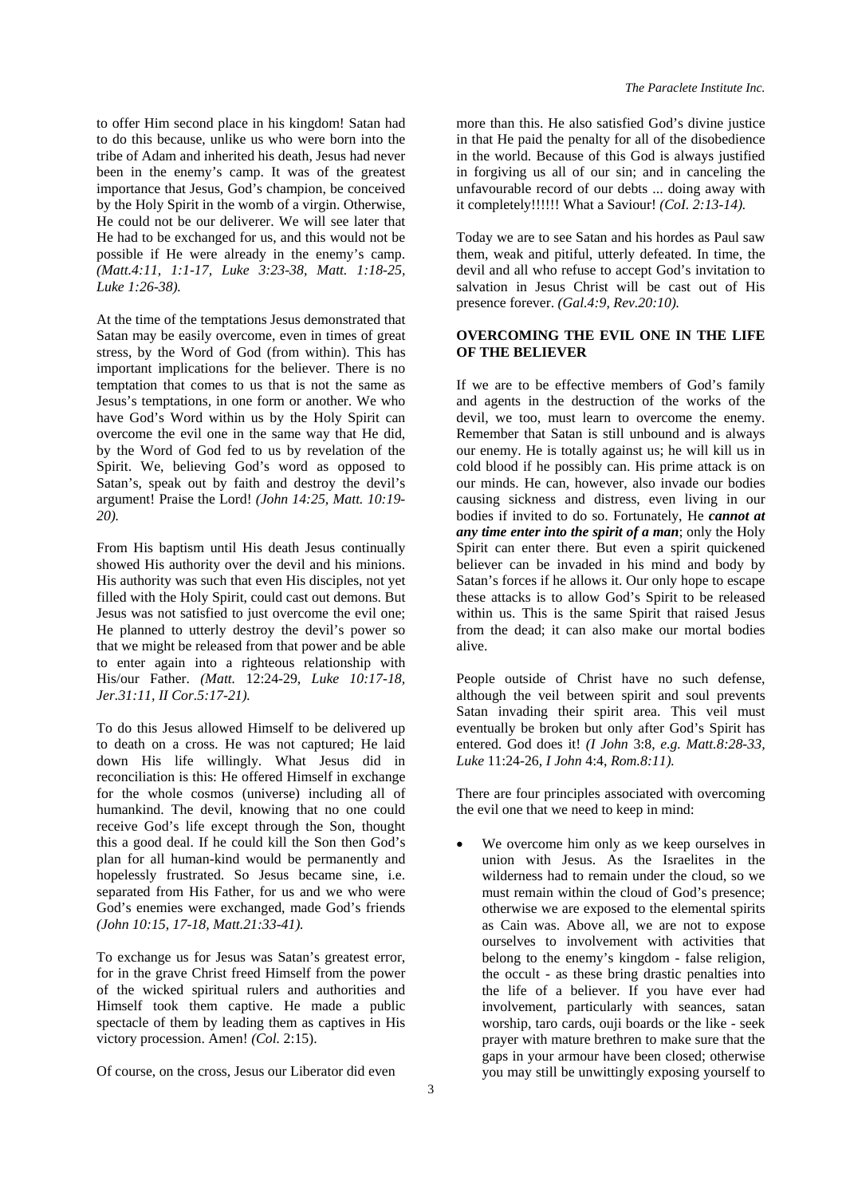to offer Him second place in his kingdom! Satan had to do this because, unlike us who were born into the tribe of Adam and inherited his death, Jesus had never been in the enemy's camp. It was of the greatest importance that Jesus, God's champion, be conceived by the Holy Spirit in the womb of a virgin. Otherwise, He could not be our deliverer. We will see later that He had to be exchanged for us, and this would not be possible if He were already in the enemy's camp. *(Matt.4:11, 1:1-17, Luke 3:23-38, Matt. 1:18-25, Luke 1:26-38).*

At the time of the temptations Jesus demonstrated that Satan may be easily overcome, even in times of great stress, by the Word of God (from within). This has important implications for the believer. There is no temptation that comes to us that is not the same as Jesus's temptations, in one form or another. We who have God's Word within us by the Holy Spirit can overcome the evil one in the same way that He did, by the Word of God fed to us by revelation of the Spirit. We, believing God's word as opposed to Satan's, speak out by faith and destroy the devil's argument! Praise the Lord! *(John 14:25, Matt. 10:19-20).*

From His baptism until His death Jesus continually showed His authority over the devil and his minions. His authority was such that even His disciples, not yet filled with the Holy Spirit, could cast out demons. But Jesus was not satisfied to just overcome the evil one; He planned to utterly destroy the devil's power so that we might be released from that power and be able to enter again into a righteous relationship with His/our Father. *(Matt.* 12:24-29, *Luke 10:17-18, Jer.31:11, II Cor.5:17-21).*

To do this Jesus allowed Himself to be delivered up to death on a cross. He was not captured; He laid down His life willingly. What Jesus did in reconciliation is this: He offered Himself in exchange for the whole cosmos (universe) including all of humankind. The devil, knowing that no one could receive God's life except through the Son, thought this a good deal. If he could kill the Son then God's plan for all human-kind would be permanently and hopelessly frustrated. So Jesus became sine, i.e. separated from His Father, for us and we who were God's enemies were exchanged, made God's friends *(John 10:15, 17-18, Matt.21:33-41).*

To exchange us for Jesus was Satan's greatest error, for in the grave Christ freed Himself from the power of the wicked spiritual rulers and authorities and Himself took them captive. He made a public spectacle of them by leading them as captives in His victory procession. Amen! *(Col.* 2:15).

Of course, on the cross, Jesus our Liberator did even more than this. He also satisfied God's divine justice in that He paid the penalty for all of the disobedience in the world. Because of this God is always justified in forgiving us all of our sin; and in canceling the unfavourable record of our debts ... doing away with it completely!!!!!! What a Saviour! *(CoI. 2:13-14).*

Today we are to see Satan and his hordes as Paul saw them, weak and pitiful, utterly defeated. In time, the devil and all who refuse to accept God's invitation to salvation in Jesus Christ will be cast out of His presence forever. *(Gal.4:9, Rev.20:10).*

## OVERCOMING THE EVIL ONE IN THE LIFE OF THE BELIEVER

If we are to be effective members of God's family and agents in the destruction of the works of the devil, we too, must learn to overcome the enemy. Remember that Satan is still unbound and is always our enemy. He is totally against us; he will kill us in cold blood if he possibly can. His prime attack is on our minds. He can, however, also invade our bodies causing sickness and distress, even living in our bodies if invited to do so. Fortunately, He ***cannot at any time enter into the spirit of a man***; only the Holy Spirit can enter there. But even a spirit quickened believer can be invaded in his mind and body by Satan's forces if he allows it. Our only hope to escape these attacks is to allow God's Spirit to be released within us. This is the same Spirit that raised Jesus from the dead; it can also make our mortal bodies alive.

People outside of Christ have no such defense, although the veil between spirit and soul prevents Satan invading their spirit area. This veil must eventually be broken but only after God's Spirit has entered. God does it! *(I John* 3:8, *e.g. Matt.8:28-33, Luke* 11:24-26, *I John* 4:4, *Rom.8:11).*

There are four principles associated with overcoming the evil one that we need to keep in mind:

- We overcome him only as we keep ourselves in union with Jesus. As the Israelites in the wilderness had to remain under the cloud, so we must remain within the cloud of God's presence; otherwise we are exposed to the elemental spirits as Cain was. Above all, we are not to expose ourselves to involvement with activities that belong to the enemy's kingdom - false religion, the occult - as these bring drastic penalties into the life of a believer. If you have ever had involvement, particularly with seances, satan worship, taro cards, ouji boards or the like - seek prayer with mature brethren to make sure that the gaps in your armour have been closed; otherwise you may still be unwittingly exposing yourself to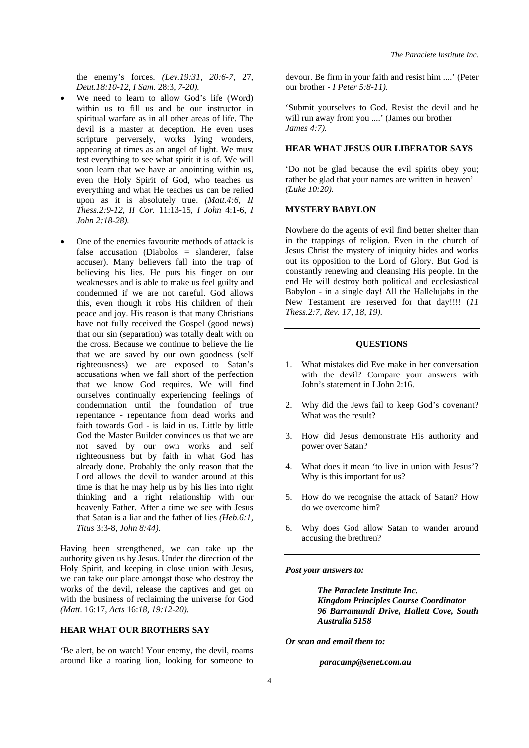the enemy's forces. *(Lev.19:31, 20:6-7,* 27, *Deut.18:10-12, I Sam.* 28:3, *7-20).*

- We need to learn to allow God's life (Word) within us to fill us and be our instructor in spiritual warfare as in all other areas of life. The devil is a master at deception. He even uses scripture perversely, works lying wonders, appearing at times as an angel of light. We must test everything to see what spirit it is of. We will soon learn that we have an anointing within us, even the Holy Spirit of God, who teaches us everything and what He teaches us can be relied upon as it is absolutely true. *(Matt.4:6, II Thess.2:9-12, II Cor.* 11:13-15, *I John* 4:1-6, *I John 2:18-28).*

- One of the enemies favourite methods of attack is false accusation (Diabolos = slanderer, false accuser). Many believers fall into the trap of believing his lies. He puts his finger on our weaknesses and is able to make us feel guilty and condemned if we are not careful. God allows this, even though it robs His children of their peace and joy. His reason is that many Christians have not fully received the Gospel (good news) that our sin (separation) was totally dealt with on the cross. Because we continue to believe the lie that we are saved by our own goodness (self righteousness) we are exposed to Satan's accusations when we fall short of the perfection that we know God requires. We will find ourselves continually experiencing feelings of condemnation until the foundation of true repentance - repentance from dead works and faith towards God - is laid in us. Little by little God the Master Builder convinces us that we are not saved by our own works and self righteousness but by faith in what God has already done. Probably the only reason that the Lord allows the devil to wander around at this time is that he may help us by his lies into right thinking and a right relationship with our heavenly Father. After a time we see with Jesus that Satan is a liar and the father of lies *(Heb.6:1, Titus* 3:3-8, *John 8:44).*

Having been strengthened, we can take up the authority given us by Jesus. Under the direction of the Holy Spirit, and keeping in close union with Jesus, we can take our place amongst those who destroy the works of the devil, release the captives and get on with the business of reclaiming the universe for God *(Matt.* 16:17, *Acts* 16:*18, 19:12-20).*

**HEAR WHAT OUR BROTHERS SAY**

'Be alert, be on watch! Your enemy, the devil, roams around like a roaring lion, looking for someone to devour. Be firm in your faith and resist him ....' (Peter our brother - *I Peter 5:8-11).*

'Submit yourselves to God. Resist the devil and he will run away from you ....' (James our brother *James 4:7).*

**HEAR WHAT JESUS OUR LIBERATOR SAYS**

'Do not be glad because the evil spirits obey you; rather be glad that your names are written in heaven' *(Luke 10:20).*

**MYSTERY BABYLON**

Nowhere do the agents of evil find better shelter than in the trappings of religion. Even in the church of Jesus Christ the mystery of iniquity hides and works out its opposition to the Lord of Glory. But God is constantly renewing and cleansing His people. In the end He will destroy both political and ecclesiastical Babylon - in a single day! All the Hallelujahs in the New Testament are reserved for that day!!!! (*11 Thess.2:7, Rev. 17, 18, 19).*

---

**QUESTIONS**

1. What mistakes did Eve make in her conversation with the devil? Compare your answers with John's statement in I John 2:16.
2. Why did the Jews fail to keep God's covenant? What was the result?
3. How did Jesus demonstrate His authority and power over Satan?
4. What does it mean 'to live in union with Jesus'? Why is this important for us?
5. How do we recognise the attack of Satan? How do we overcome him?
6. Why does God allow Satan to wander around accusing the brethren?

---

***Post your answers to:***

***The Paraclete Institute Inc.***
***Kingdom Principles Course Coordinator***
***96 Barramundi Drive, Hallett Cove, South Australia 5158***

***Or scan and email them to:***

***paracamp@senet.com.au***